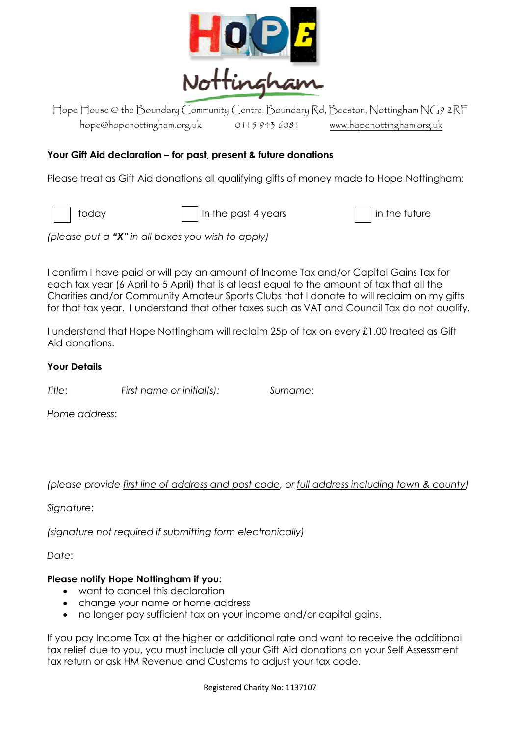# HOPE Nottingham

Hope House @ the Boundary Community Centre, Boundary Rd, Beeston, Nottingham NG9 2RF

hope@hopenottingham.org.uk 0115 943 6081 www.hopenottingham.org.uk

## Your Gift Aid declaration – for past, present & future donations

Please treat as Gift Aid donations all qualifying gifts of money made to Hope Nottingham:

☐ today ☐ in the past 4 years ☐ in the future

*(please put a* ***"X"*** *in all boxes you wish to apply)*

I confirm I have paid or will pay an amount of Income Tax and/or Capital Gains Tax for each tax year (6 April to 5 April) that is at least equal to the amount of tax that all the Charities and/or Community Amateur Sports Clubs that I donate to will reclaim on my gifts for that tax year. I understand that other taxes such as VAT and Council Tax do not qualify.

I understand that Hope Nottingham will reclaim 25p of tax on every £1.00 treated as Gift Aid donations.

### Your Details

*Title*: *First name or initial(s):* *Surname*:

*Home address*:

*(please provide first line of address and post code, or full address including town & county)*

*Signature*:

*(signature not required if submitting form electronically)*

*Date*:

**Please notify Hope Nottingham if you:**

- want to cancel this declaration
- change your name or home address
- no longer pay sufficient tax on your income and/or capital gains.

If you pay Income Tax at the higher or additional rate and want to receive the additional tax relief due to you, you must include all your Gift Aid donations on your Self Assessment tax return or ask HM Revenue and Customs to adjust your tax code.

Registered Charity No: 1137107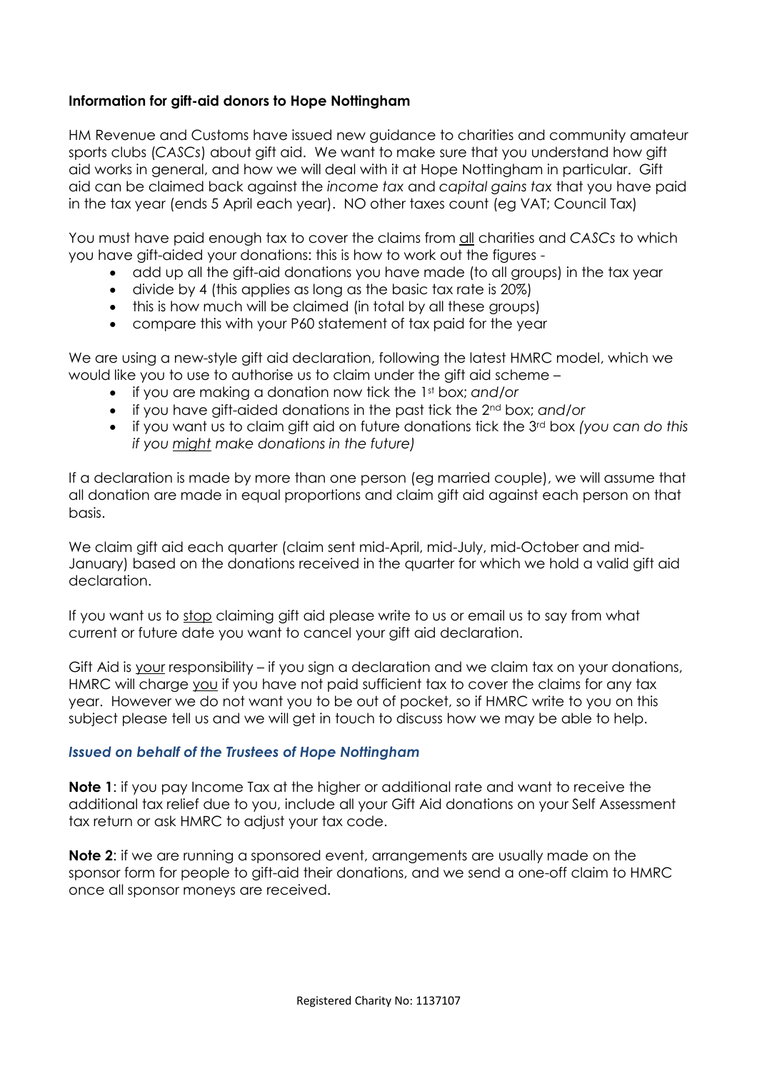**Information for gift-aid donors to Hope Nottingham**

HM Revenue and Customs have issued new guidance to charities and community amateur sports clubs (*CASCs*) about gift aid. We want to make sure that you understand how gift aid works in general, and how we will deal with it at Hope Nottingham in particular. Gift aid can be claimed back against the *income tax* and *capital gains tax* that you have paid in the tax year (ends 5 April each year). NO other taxes count (eg VAT; Council Tax)

You must have paid enough tax to cover the claims from all charities and *CASCs* to which you have gift-aided your donations: this is how to work out the figures -

- add up all the gift-aid donations you have made (to all groups) in the tax year
- divide by 4 (this applies as long as the basic tax rate is 20%)
- this is how much will be claimed (in total by all these groups)
- compare this with your P60 statement of tax paid for the year

We are using a new-style gift aid declaration, following the latest HMRC model, which we would like you to use to authorise us to claim under the gift aid scheme –

- if you are making a donation now tick the 1st box; *and/or*
- if you have gift-aided donations in the past tick the 2nd box; *and/or*
- if you want us to claim gift aid on future donations tick the 3rd box *(you can do this if you might make donations in the future)*

If a declaration is made by more than one person (eg married couple), we will assume that all donation are made in equal proportions and claim gift aid against each person on that basis.

We claim gift aid each quarter (claim sent mid-April, mid-July, mid-October and mid-January) based on the donations received in the quarter for which we hold a valid gift aid declaration.

If you want us to stop claiming gift aid please write to us or email us to say from what current or future date you want to cancel your gift aid declaration.

Gift Aid is your responsibility – if you sign a declaration and we claim tax on your donations, HMRC will charge you if you have not paid sufficient tax to cover the claims for any tax year. However we do not want you to be out of pocket, so if HMRC write to you on this subject please tell us and we will get in touch to discuss how we may be able to help.

***Issued on behalf of the Trustees of Hope Nottingham***

**Note 1**: if you pay Income Tax at the higher or additional rate and want to receive the additional tax relief due to you, include all your Gift Aid donations on your Self Assessment tax return or ask HMRC to adjust your tax code.

**Note 2**: if we are running a sponsored event, arrangements are usually made on the sponsor form for people to gift-aid their donations, and we send a one-off claim to HMRC once all sponsor moneys are received.

Registered Charity No: 1137107